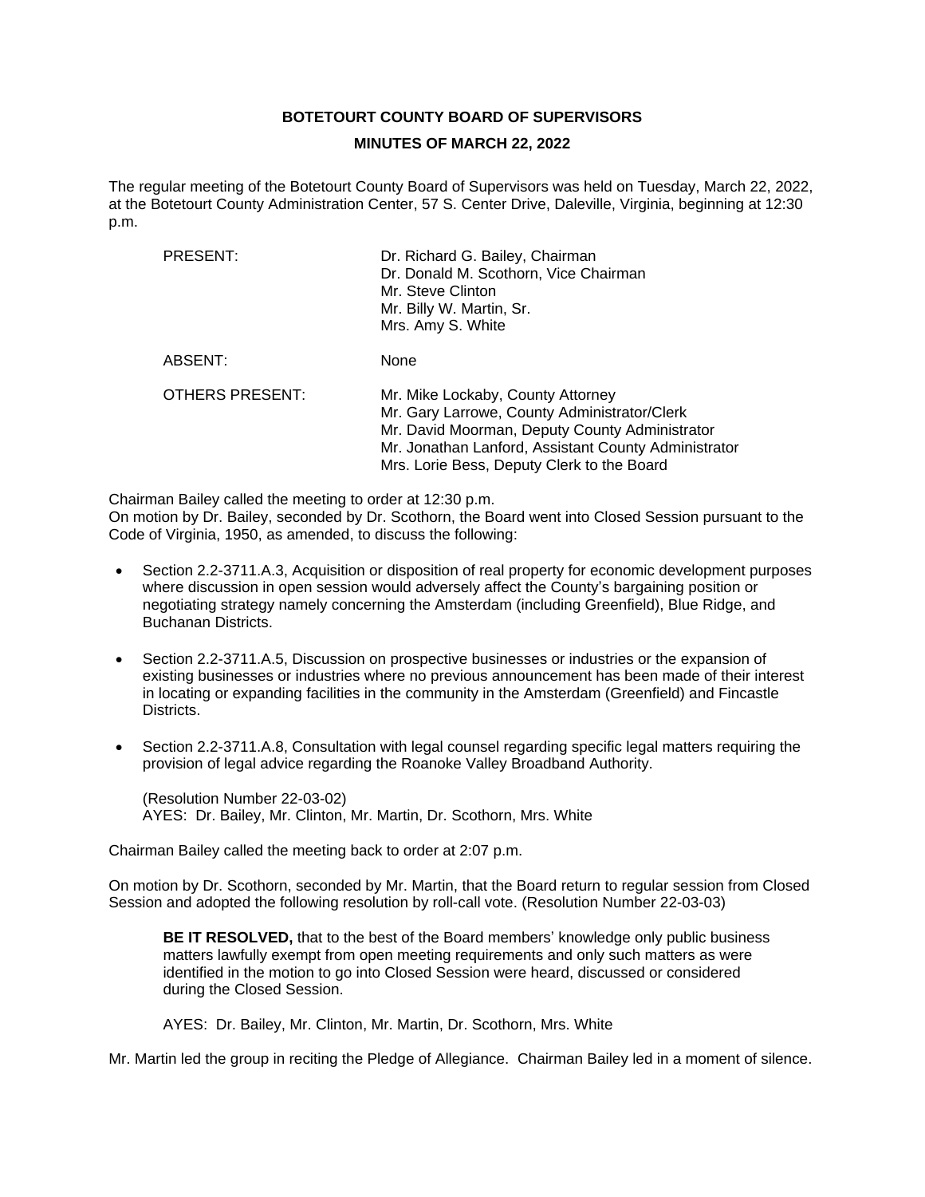**BOTETOURT COUNTY BOARD OF SUPERVISORS**

**MINUTES OF MARCH 22, 2022**

The regular meeting of the Botetourt County Board of Supervisors was held on Tuesday, March 22, 2022, at the Botetourt County Administration Center, 57 S. Center Drive, Daleville, Virginia, beginning at 12:30 p.m.

| | |
|---|---|
| PRESENT: | Dr. Richard G. Bailey, Chairman<br>Dr. Donald M. Scothorn, Vice Chairman<br>Mr. Steve Clinton<br>Mr. Billy W. Martin, Sr.<br>Mrs. Amy S. White |
| ABSENT: | None |
| OTHERS PRESENT: | Mr. Mike Lockaby, County Attorney<br>Mr. Gary Larrowe, County Administrator/Clerk<br>Mr. David Moorman, Deputy County Administrator<br>Mr. Jonathan Lanford, Assistant County Administrator<br>Mrs. Lorie Bess, Deputy Clerk to the Board |

Chairman Bailey called the meeting to order at 12:30 p.m.
On motion by Dr. Bailey, seconded by Dr. Scothorn, the Board went into Closed Session pursuant to the Code of Virginia, 1950, as amended, to discuss the following:

- Section 2.2-3711.A.3, Acquisition or disposition of real property for economic development purposes where discussion in open session would adversely affect the County's bargaining position or negotiating strategy namely concerning the Amsterdam (including Greenfield), Blue Ridge, and Buchanan Districts.

- Section 2.2-3711.A.5, Discussion on prospective businesses or industries or the expansion of existing businesses or industries where no previous announcement has been made of their interest in locating or expanding facilities in the community in the Amsterdam (Greenfield) and Fincastle Districts.

- Section 2.2-3711.A.8, Consultation with legal counsel regarding specific legal matters requiring the provision of legal advice regarding the Roanoke Valley Broadband Authority.

  (Resolution Number 22-03-02)
  AYES: Dr. Bailey, Mr. Clinton, Mr. Martin, Dr. Scothorn, Mrs. White

Chairman Bailey called the meeting back to order at 2:07 p.m.

On motion by Dr. Scothorn, seconded by Mr. Martin, that the Board return to regular session from Closed Session and adopted the following resolution by roll-call vote. (Resolution Number 22-03-03)

> **BE IT RESOLVED,** that to the best of the Board members' knowledge only public business matters lawfully exempt from open meeting requirements and only such matters as were identified in the motion to go into Closed Session were heard, discussed or considered during the Closed Session.
>
> AYES: Dr. Bailey, Mr. Clinton, Mr. Martin, Dr. Scothorn, Mrs. White

Mr. Martin led the group in reciting the Pledge of Allegiance. Chairman Bailey led in a moment of silence.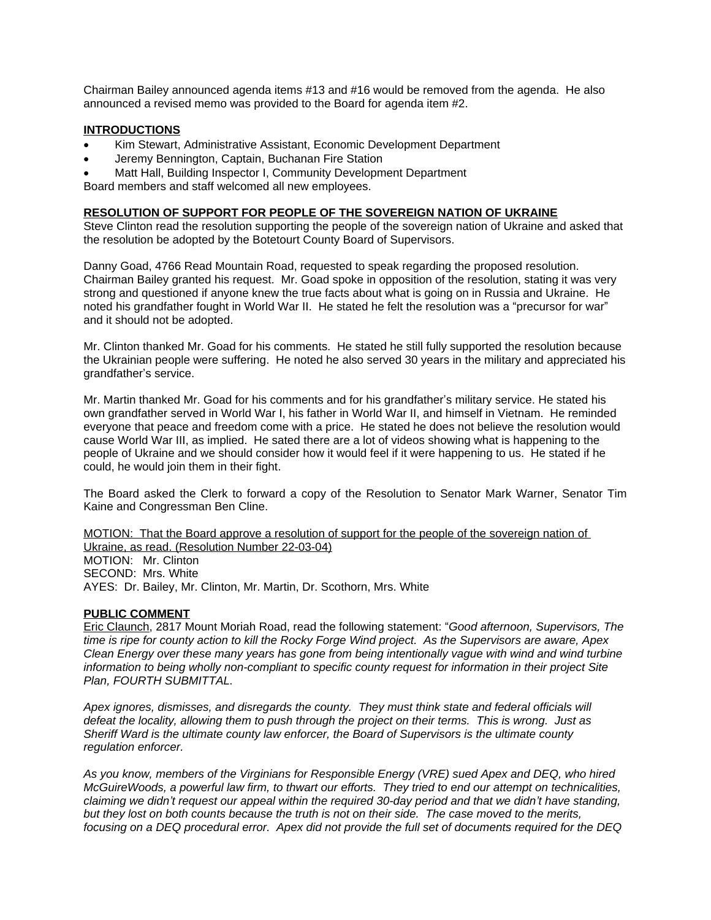Chairman Bailey announced agenda items #13 and #16 would be removed from the agenda. He also announced a revised memo was provided to the Board for agenda item #2.

**INTRODUCTIONS**

- Kim Stewart, Administrative Assistant, Economic Development Department
- Jeremy Bennington, Captain, Buchanan Fire Station
- Matt Hall, Building Inspector I, Community Development Department

Board members and staff welcomed all new employees.

**RESOLUTION OF SUPPORT FOR PEOPLE OF THE SOVEREIGN NATION OF UKRAINE**

Steve Clinton read the resolution supporting the people of the sovereign nation of Ukraine and asked that the resolution be adopted by the Botetourt County Board of Supervisors.

Danny Goad, 4766 Read Mountain Road, requested to speak regarding the proposed resolution. Chairman Bailey granted his request. Mr. Goad spoke in opposition of the resolution, stating it was very strong and questioned if anyone knew the true facts about what is going on in Russia and Ukraine. He noted his grandfather fought in World War II. He stated he felt the resolution was a "precursor for war" and it should not be adopted.

Mr. Clinton thanked Mr. Goad for his comments. He stated he still fully supported the resolution because the Ukrainian people were suffering. He noted he also served 30 years in the military and appreciated his grandfather's service.

Mr. Martin thanked Mr. Goad for his comments and for his grandfather's military service. He stated his own grandfather served in World War I, his father in World War II, and himself in Vietnam. He reminded everyone that peace and freedom come with a price. He stated he does not believe the resolution would cause World War III, as implied. He sated there are a lot of videos showing what is happening to the people of Ukraine and we should consider how it would feel if it were happening to us. He stated if he could, he would join them in their fight.

The Board asked the Clerk to forward a copy of the Resolution to Senator Mark Warner, Senator Tim Kaine and Congressman Ben Cline.

MOTION: That the Board approve a resolution of support for the people of the sovereign nation of Ukraine, as read. (Resolution Number 22-03-04)
MOTION: Mr. Clinton
SECOND: Mrs. White
AYES: Dr. Bailey, Mr. Clinton, Mr. Martin, Dr. Scothorn, Mrs. White

**PUBLIC COMMENT**

Eric Claunch, 2817 Mount Moriah Road, read the following statement: "*Good afternoon, Supervisors, The time is ripe for county action to kill the Rocky Forge Wind project. As the Supervisors are aware, Apex Clean Energy over these many years has gone from being intentionally vague with wind and wind turbine information to being wholly non-compliant to specific county request for information in their project Site Plan, FOURTH SUBMITTAL.*

*Apex ignores, dismisses, and disregards the county. They must think state and federal officials will defeat the locality, allowing them to push through the project on their terms. This is wrong. Just as Sheriff Ward is the ultimate county law enforcer, the Board of Supervisors is the ultimate county regulation enforcer.*

*As you know, members of the Virginians for Responsible Energy (VRE) sued Apex and DEQ, who hired McGuireWoods, a powerful law firm, to thwart our efforts. They tried to end our attempt on technicalities, claiming we didn't request our appeal within the required 30-day period and that we didn't have standing, but they lost on both counts because the truth is not on their side. The case moved to the merits, focusing on a DEQ procedural error. Apex did not provide the full set of documents required for the DEQ*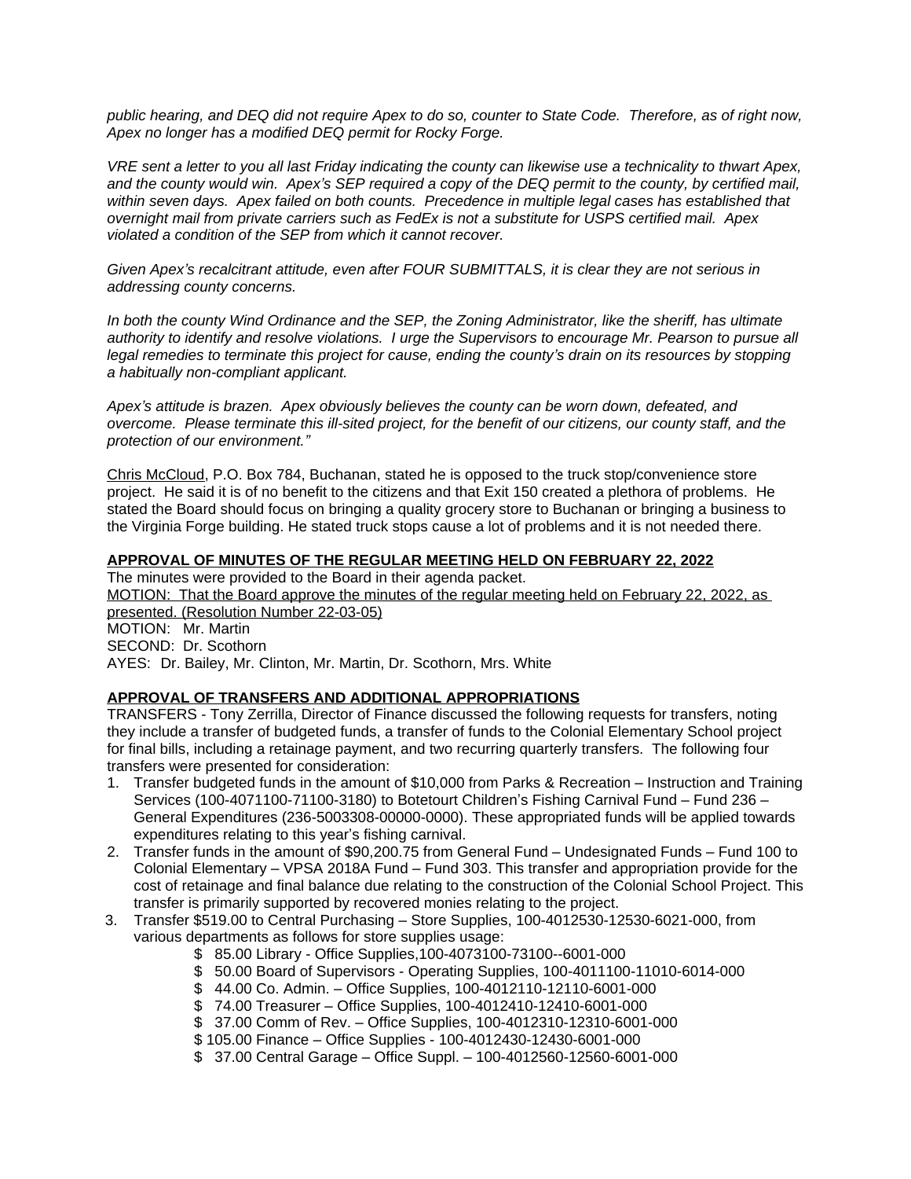*public hearing, and DEQ did not require Apex to do so, counter to State Code. Therefore, as of right now, Apex no longer has a modified DEQ permit for Rocky Forge.*

*VRE sent a letter to you all last Friday indicating the county can likewise use a technicality to thwart Apex, and the county would win. Apex's SEP required a copy of the DEQ permit to the county, by certified mail, within seven days. Apex failed on both counts. Precedence in multiple legal cases has established that overnight mail from private carriers such as FedEx is not a substitute for USPS certified mail. Apex violated a condition of the SEP from which it cannot recover.*

*Given Apex's recalcitrant attitude, even after FOUR SUBMITTALS, it is clear they are not serious in addressing county concerns.*

*In both the county Wind Ordinance and the SEP, the Zoning Administrator, like the sheriff, has ultimate authority to identify and resolve violations. I urge the Supervisors to encourage Mr. Pearson to pursue all legal remedies to terminate this project for cause, ending the county's drain on its resources by stopping a habitually non-compliant applicant.*

*Apex's attitude is brazen. Apex obviously believes the county can be worn down, defeated, and overcome. Please terminate this ill-sited project, for the benefit of our citizens, our county staff, and the protection of our environment."*

<u>Chris McCloud</u>, P.O. Box 784, Buchanan, stated he is opposed to the truck stop/convenience store project. He said it is of no benefit to the citizens and that Exit 150 created a plethora of problems. He stated the Board should focus on bringing a quality grocery store to Buchanan or bringing a business to the Virginia Forge building. He stated truck stops cause a lot of problems and it is not needed there.

**<u>APPROVAL OF MINUTES OF THE REGULAR MEETING HELD ON FEBRUARY 22, 2022</u>**

The minutes were provided to the Board in their agenda packet.

<u>MOTION: That the Board approve the minutes of the regular meeting held on February 22, 2022, as presented. (Resolution Number 22-03-05)</u>

MOTION: Mr. Martin
SECOND: Dr. Scothorn
AYES: Dr. Bailey, Mr. Clinton, Mr. Martin, Dr. Scothorn, Mrs. White

**<u>APPROVAL OF TRANSFERS AND ADDITIONAL APPROPRIATIONS</u>**

TRANSFERS - Tony Zerrilla, Director of Finance discussed the following requests for transfers, noting they include a transfer of budgeted funds, a transfer of funds to the Colonial Elementary School project for final bills, including a retainage payment, and two recurring quarterly transfers. The following four transfers were presented for consideration:

1. Transfer budgeted funds in the amount of $10,000 from Parks & Recreation – Instruction and Training Services (100-4071100-71100-3180) to Botetourt Children's Fishing Carnival Fund – Fund 236 – General Expenditures (236-5003308-00000-0000). These appropriated funds will be applied towards expenditures relating to this year's fishing carnival.
2. Transfer funds in the amount of $90,200.75 from General Fund – Undesignated Funds – Fund 100 to Colonial Elementary – VPSA 2018A Fund – Fund 303. This transfer and appropriation provide for the cost of retainage and final balance due relating to the construction of the Colonial School Project. This transfer is primarily supported by recovered monies relating to the project.
3. Transfer $519.00 to Central Purchasing – Store Supplies, 100-4012530-12530-6021-000, from various departments as follows for store supplies usage:
   - $ 85.00 Library - Office Supplies,100-4073100-73100--6001-000
   - $ 50.00 Board of Supervisors - Operating Supplies, 100-4011100-11010-6014-000
   - $ 44.00 Co. Admin. – Office Supplies, 100-4012110-12110-6001-000
   - $ 74.00 Treasurer – Office Supplies, 100-4012410-12410-6001-000
   - $ 37.00 Comm of Rev. – Office Supplies, 100-4012310-12310-6001-000
   - $ 105.00 Finance – Office Supplies - 100-4012430-12430-6001-000
   - $ 37.00 Central Garage – Office Suppl. – 100-4012560-12560-6001-000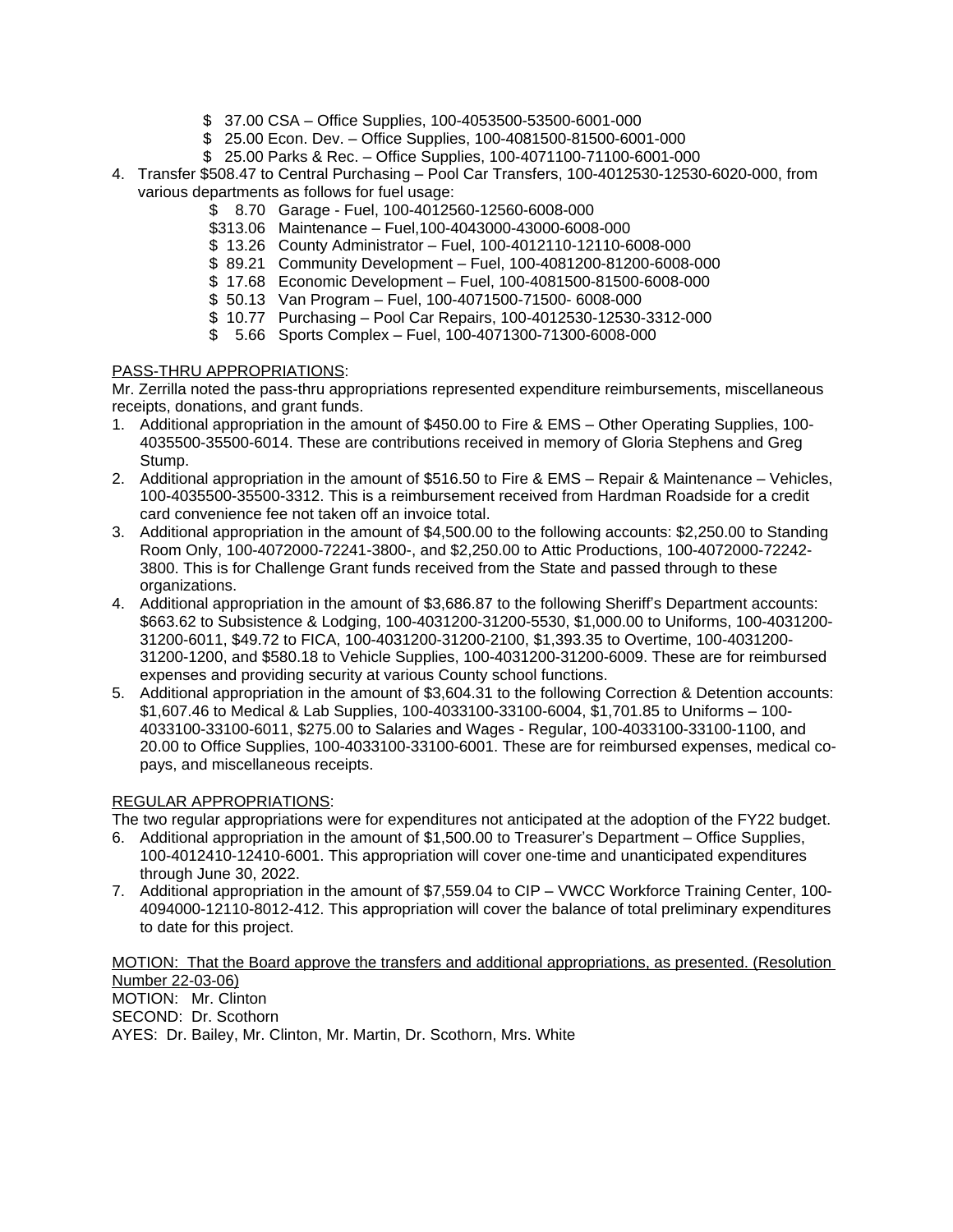- $ 37.00 CSA – Office Supplies, 100-4053500-53500-6001-000
- $ 25.00 Econ. Dev. – Office Supplies, 100-4081500-81500-6001-000
- $ 25.00 Parks & Rec. – Office Supplies, 100-4071100-71100-6001-000

4. Transfer $508.47 to Central Purchasing – Pool Car Transfers, 100-4012530-12530-6020-000, from various departments as follows for fuel usage:
   - $ 8.70 Garage - Fuel, 100-4012560-12560-6008-000
   - $313.06 Maintenance – Fuel,100-4043000-43000-6008-000
   - $ 13.26 County Administrator – Fuel, 100-4012110-12110-6008-000
   - $ 89.21 Community Development – Fuel, 100-4081200-81200-6008-000
   - $ 17.68 Economic Development – Fuel, 100-4081500-81500-6008-000
   - $ 50.13 Van Program – Fuel, 100-4071500-71500- 6008-000
   - $ 10.77 Purchasing – Pool Car Repairs, 100-4012530-12530-3312-000
   - $ 5.66 Sports Complex – Fuel, 100-4071300-71300-6008-000

PASS-THRU APPROPRIATIONS:

Mr. Zerrilla noted the pass-thru appropriations represented expenditure reimbursements, miscellaneous receipts, donations, and grant funds.

1. Additional appropriation in the amount of $450.00 to Fire & EMS – Other Operating Supplies, 100-4035500-35500-6014. These are contributions received in memory of Gloria Stephens and Greg Stump.
2. Additional appropriation in the amount of $516.50 to Fire & EMS – Repair & Maintenance – Vehicles, 100-4035500-35500-3312. This is a reimbursement received from Hardman Roadside for a credit card convenience fee not taken off an invoice total.
3. Additional appropriation in the amount of $4,500.00 to the following accounts: $2,250.00 to Standing Room Only, 100-4072000-72241-3800-, and $2,250.00 to Attic Productions, 100-4072000-72242-3800. This is for Challenge Grant funds received from the State and passed through to these organizations.
4. Additional appropriation in the amount of $3,686.87 to the following Sheriff's Department accounts: $663.62 to Subsistence & Lodging, 100-4031200-31200-5530, $1,000.00 to Uniforms, 100-4031200-31200-6011, $49.72 to FICA, 100-4031200-31200-2100, $1,393.35 to Overtime, 100-4031200-31200-1200, and $580.18 to Vehicle Supplies, 100-4031200-31200-6009. These are for reimbursed expenses and providing security at various County school functions.
5. Additional appropriation in the amount of $3,604.31 to the following Correction & Detention accounts: $1,607.46 to Medical & Lab Supplies, 100-4033100-33100-6004, $1,701.85 to Uniforms – 100-4033100-33100-6011, $275.00 to Salaries and Wages - Regular, 100-4033100-33100-1100, and 20.00 to Office Supplies, 100-4033100-33100-6001. These are for reimbursed expenses, medical co-pays, and miscellaneous receipts.

REGULAR APPROPRIATIONS:

The two regular appropriations were for expenditures not anticipated at the adoption of the FY22 budget.

6. Additional appropriation in the amount of $1,500.00 to Treasurer's Department – Office Supplies, 100-4012410-12410-6001. This appropriation will cover one-time and unanticipated expenditures through June 30, 2022.
7. Additional appropriation in the amount of $7,559.04 to CIP – VWCC Workforce Training Center, 100-4094000-12110-8012-412. This appropriation will cover the balance of total preliminary expenditures to date for this project.

MOTION: That the Board approve the transfers and additional appropriations, as presented. (Resolution Number 22-03-06)

MOTION: Mr. Clinton
SECOND: Dr. Scothorn
AYES: Dr. Bailey, Mr. Clinton, Mr. Martin, Dr. Scothorn, Mrs. White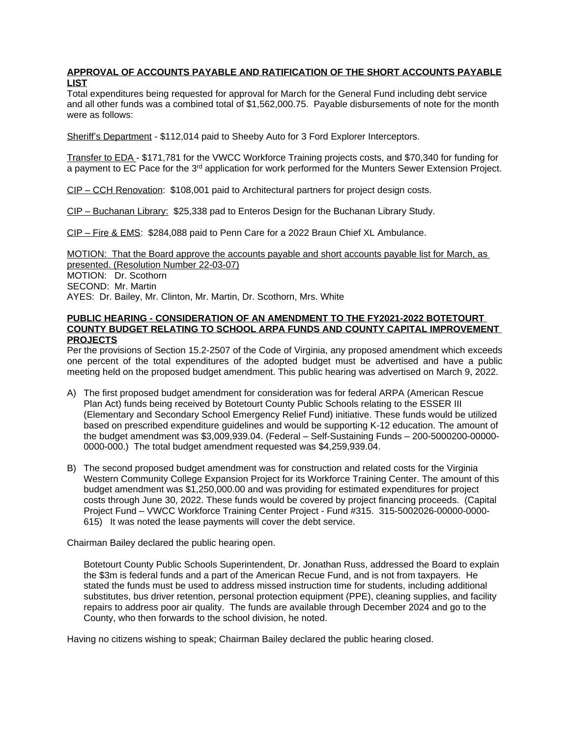**APPROVAL OF ACCOUNTS PAYABLE AND RATIFICATION OF THE SHORT ACCOUNTS PAYABLE LIST**

Total expenditures being requested for approval for March for the General Fund including debt service and all other funds was a combined total of $1,562,000.75. Payable disbursements of note for the month were as follows:

Sheriff's Department - $112,014 paid to Sheeby Auto for 3 Ford Explorer Interceptors.

Transfer to EDA - $171,781 for the VWCC Workforce Training projects costs, and $70,340 for funding for a payment to EC Pace for the 3rd application for work performed for the Munters Sewer Extension Project.

CIP – CCH Renovation: $108,001 paid to Architectural partners for project design costs.

CIP – Buchanan Library: $25,338 pad to Enteros Design for the Buchanan Library Study.

CIP – Fire & EMS: $284,088 paid to Penn Care for a 2022 Braun Chief XL Ambulance.

MOTION: That the Board approve the accounts payable and short accounts payable list for March, as presented. (Resolution Number 22-03-07)
MOTION: Dr. Scothorn
SECOND: Mr. Martin
AYES: Dr. Bailey, Mr. Clinton, Mr. Martin, Dr. Scothorn, Mrs. White

**PUBLIC HEARING - CONSIDERATION OF AN AMENDMENT TO THE FY2021-2022 BOTETOURT COUNTY BUDGET RELATING TO SCHOOL ARPA FUNDS AND COUNTY CAPITAL IMPROVEMENT PROJECTS**

Per the provisions of Section 15.2-2507 of the Code of Virginia, any proposed amendment which exceeds one percent of the total expenditures of the adopted budget must be advertised and have a public meeting held on the proposed budget amendment. This public hearing was advertised on March 9, 2022.

A) The first proposed budget amendment for consideration was for federal ARPA (American Rescue Plan Act) funds being received by Botetourt County Public Schools relating to the ESSER III (Elementary and Secondary School Emergency Relief Fund) initiative. These funds would be utilized based on prescribed expenditure guidelines and would be supporting K-12 education. The amount of the budget amendment was $3,009,939.04. (Federal – Self-Sustaining Funds – 200-5000200-00000-0000-000.) The total budget amendment requested was $4,259,939.04.

B) The second proposed budget amendment was for construction and related costs for the Virginia Western Community College Expansion Project for its Workforce Training Center. The amount of this budget amendment was $1,250,000.00 and was providing for estimated expenditures for project costs through June 30, 2022. These funds would be covered by project financing proceeds. (Capital Project Fund – VWCC Workforce Training Center Project - Fund #315. 315-5002026-00000-0000-615) It was noted the lease payments will cover the debt service.

Chairman Bailey declared the public hearing open.

Botetourt County Public Schools Superintendent, Dr. Jonathan Russ, addressed the Board to explain the $3m is federal funds and a part of the American Recue Fund, and is not from taxpayers. He stated the funds must be used to address missed instruction time for students, including additional substitutes, bus driver retention, personal protection equipment (PPE), cleaning supplies, and facility repairs to address poor air quality. The funds are available through December 2024 and go to the County, who then forwards to the school division, he noted.

Having no citizens wishing to speak; Chairman Bailey declared the public hearing closed.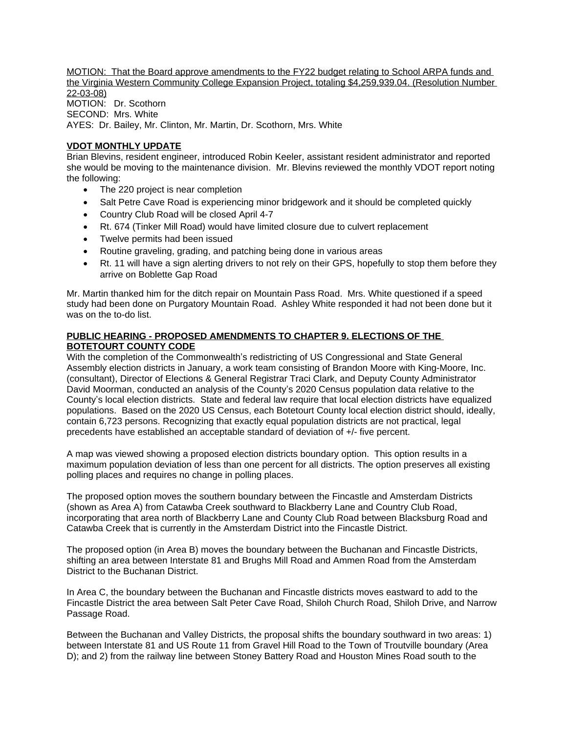MOTION: That the Board approve amendments to the FY22 budget relating to School ARPA funds and the Virginia Western Community College Expansion Project, totaling $4,259,939.04. (Resolution Number 22-03-08)
MOTION: Dr. Scothorn
SECOND: Mrs. White
AYES: Dr. Bailey, Mr. Clinton, Mr. Martin, Dr. Scothorn, Mrs. White

**VDOT MONTHLY UPDATE**

Brian Blevins, resident engineer, introduced Robin Keeler, assistant resident administrator and reported she would be moving to the maintenance division. Mr. Blevins reviewed the monthly VDOT report noting the following:

- The 220 project is near completion
- Salt Petre Cave Road is experiencing minor bridgework and it should be completed quickly
- Country Club Road will be closed April 4-7
- Rt. 674 (Tinker Mill Road) would have limited closure due to culvert replacement
- Twelve permits had been issued
- Routine graveling, grading, and patching being done in various areas
- Rt. 11 will have a sign alerting drivers to not rely on their GPS, hopefully to stop them before they arrive on Boblette Gap Road

Mr. Martin thanked him for the ditch repair on Mountain Pass Road. Mrs. White questioned if a speed study had been done on Purgatory Mountain Road. Ashley White responded it had not been done but it was on the to-do list.

**PUBLIC HEARING - PROPOSED AMENDMENTS TO CHAPTER 9. ELECTIONS OF THE BOTETOURT COUNTY CODE**

With the completion of the Commonwealth's redistricting of US Congressional and State General Assembly election districts in January, a work team consisting of Brandon Moore with King-Moore, Inc. (consultant), Director of Elections & General Registrar Traci Clark, and Deputy County Administrator David Moorman, conducted an analysis of the County's 2020 Census population data relative to the County's local election districts. State and federal law require that local election districts have equalized populations. Based on the 2020 US Census, each Botetourt County local election district should, ideally, contain 6,723 persons. Recognizing that exactly equal population districts are not practical, legal precedents have established an acceptable standard of deviation of +/- five percent.

A map was viewed showing a proposed election districts boundary option. This option results in a maximum population deviation of less than one percent for all districts. The option preserves all existing polling places and requires no change in polling places.

The proposed option moves the southern boundary between the Fincastle and Amsterdam Districts (shown as Area A) from Catawba Creek southward to Blackberry Lane and Country Club Road, incorporating that area north of Blackberry Lane and County Club Road between Blacksburg Road and Catawba Creek that is currently in the Amsterdam District into the Fincastle District.

The proposed option (in Area B) moves the boundary between the Buchanan and Fincastle Districts, shifting an area between Interstate 81 and Brughs Mill Road and Ammen Road from the Amsterdam District to the Buchanan District.

In Area C, the boundary between the Buchanan and Fincastle districts moves eastward to add to the Fincastle District the area between Salt Peter Cave Road, Shiloh Church Road, Shiloh Drive, and Narrow Passage Road.

Between the Buchanan and Valley Districts, the proposal shifts the boundary southward in two areas: 1) between Interstate 81 and US Route 11 from Gravel Hill Road to the Town of Troutville boundary (Area D); and 2) from the railway line between Stoney Battery Road and Houston Mines Road south to the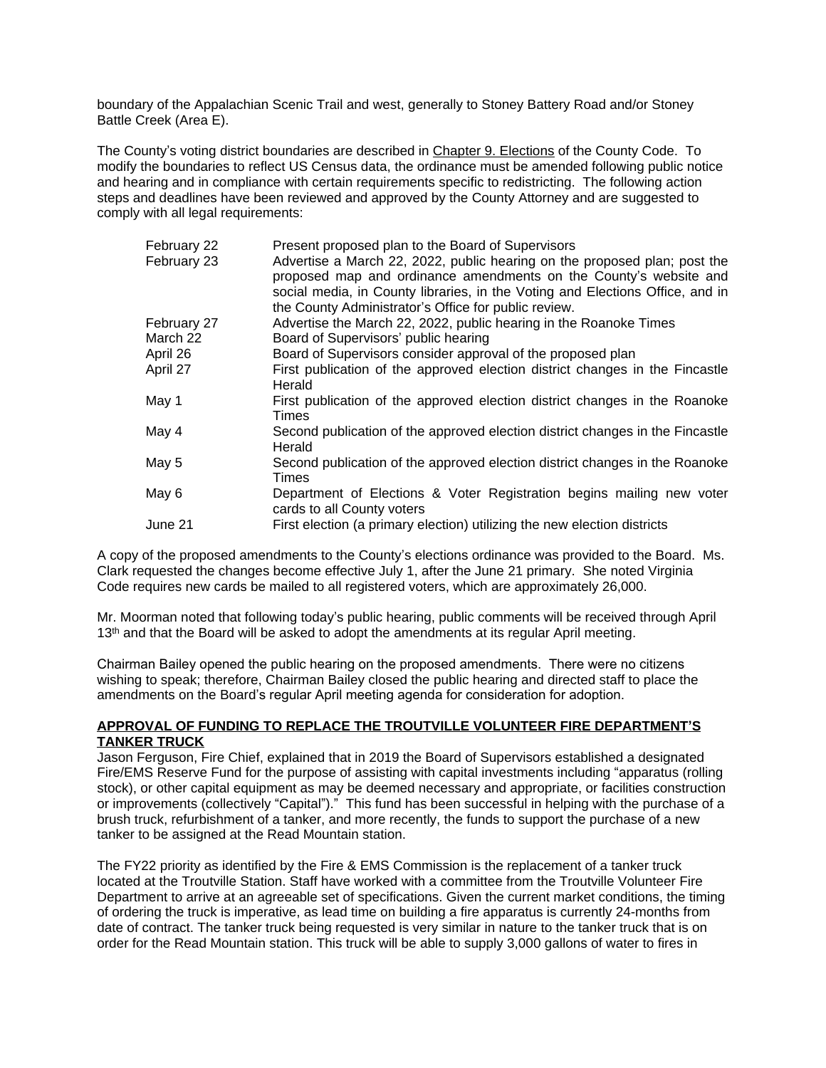boundary of the Appalachian Scenic Trail and west, generally to Stoney Battery Road and/or Stoney Battle Creek (Area E).

The County's voting district boundaries are described in Chapter 9. Elections of the County Code. To modify the boundaries to reflect US Census data, the ordinance must be amended following public notice and hearing and in compliance with certain requirements specific to redistricting. The following action steps and deadlines have been reviewed and approved by the County Attorney and are suggested to comply with all legal requirements:

| | |
|---|---|
| February 22 | Present proposed plan to the Board of Supervisors |
| February 23 | Advertise a March 22, 2022, public hearing on the proposed plan; post the proposed map and ordinance amendments on the County's website and social media, in County libraries, in the Voting and Elections Office, and in the County Administrator's Office for public review. |
| February 27 | Advertise the March 22, 2022, public hearing in the Roanoke Times |
| March 22 | Board of Supervisors' public hearing |
| April 26 | Board of Supervisors consider approval of the proposed plan |
| April 27 | First publication of the approved election district changes in the Fincastle Herald |
| May 1 | First publication of the approved election district changes in the Roanoke Times |
| May 4 | Second publication of the approved election district changes in the Fincastle Herald |
| May 5 | Second publication of the approved election district changes in the Roanoke Times |
| May 6 | Department of Elections & Voter Registration begins mailing new voter cards to all County voters |
| June 21 | First election (a primary election) utilizing the new election districts |

A copy of the proposed amendments to the County's elections ordinance was provided to the Board. Ms. Clark requested the changes become effective July 1, after the June 21 primary. She noted Virginia Code requires new cards be mailed to all registered voters, which are approximately 26,000.

Mr. Moorman noted that following today's public hearing, public comments will be received through April 13th and that the Board will be asked to adopt the amendments at its regular April meeting.

Chairman Bailey opened the public hearing on the proposed amendments. There were no citizens wishing to speak; therefore, Chairman Bailey closed the public hearing and directed staff to place the amendments on the Board's regular April meeting agenda for consideration for adoption.

**APPROVAL OF FUNDING TO REPLACE THE TROUTVILLE VOLUNTEER FIRE DEPARTMENT'S TANKER TRUCK**

Jason Ferguson, Fire Chief, explained that in 2019 the Board of Supervisors established a designated Fire/EMS Reserve Fund for the purpose of assisting with capital investments including "apparatus (rolling stock), or other capital equipment as may be deemed necessary and appropriate, or facilities construction or improvements (collectively "Capital")." This fund has been successful in helping with the purchase of a brush truck, refurbishment of a tanker, and more recently, the funds to support the purchase of a new tanker to be assigned at the Read Mountain station.

The FY22 priority as identified by the Fire & EMS Commission is the replacement of a tanker truck located at the Troutville Station. Staff have worked with a committee from the Troutville Volunteer Fire Department to arrive at an agreeable set of specifications. Given the current market conditions, the timing of ordering the truck is imperative, as lead time on building a fire apparatus is currently 24-months from date of contract. The tanker truck being requested is very similar in nature to the tanker truck that is on order for the Read Mountain station. This truck will be able to supply 3,000 gallons of water to fires in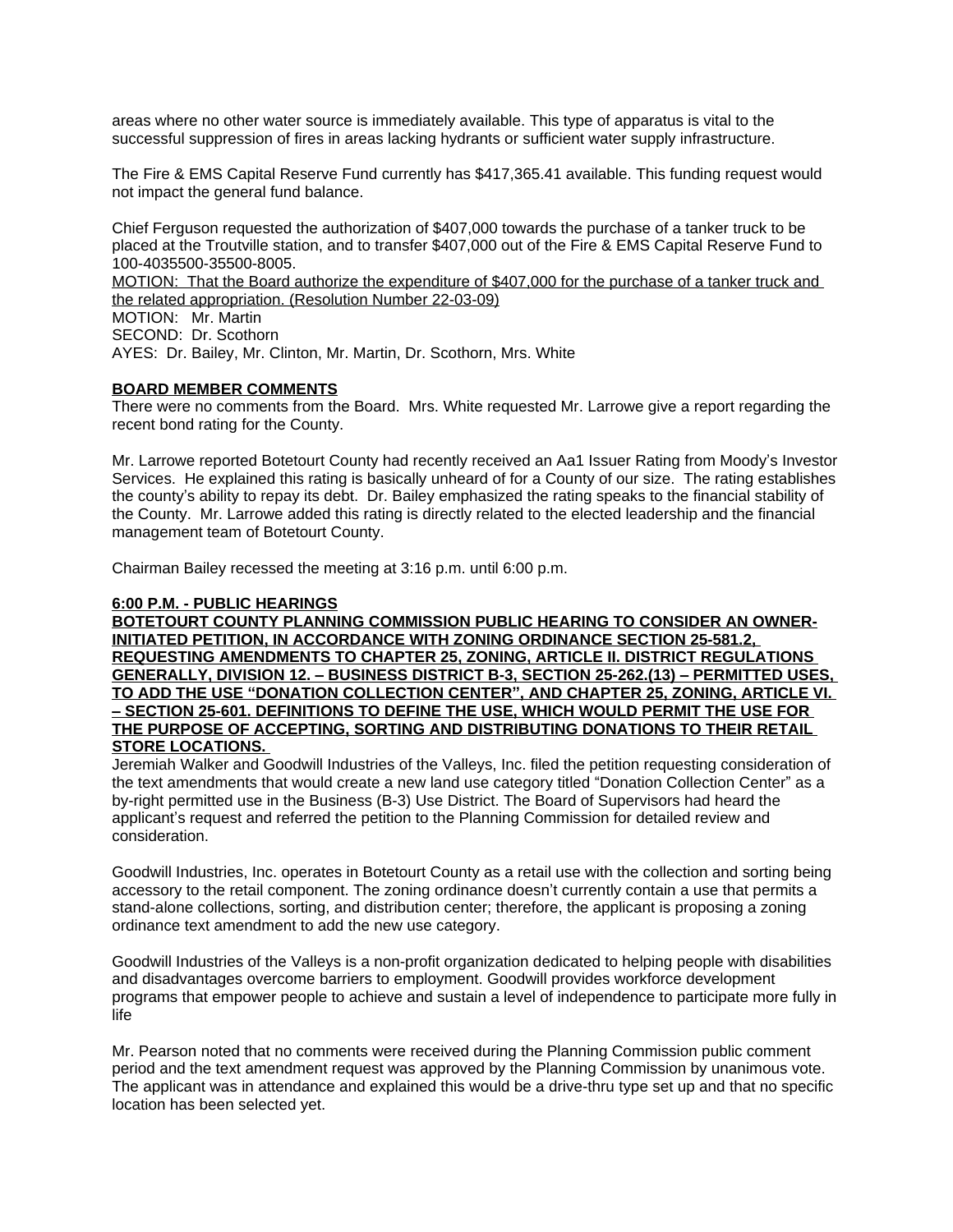areas where no other water source is immediately available. This type of apparatus is vital to the successful suppression of fires in areas lacking hydrants or sufficient water supply infrastructure.

The Fire & EMS Capital Reserve Fund currently has $417,365.41 available. This funding request would not impact the general fund balance.

Chief Ferguson requested the authorization of $407,000 towards the purchase of a tanker truck to be placed at the Troutville station, and to transfer $407,000 out of the Fire & EMS Capital Reserve Fund to 100-4035500-35500-8005.

<u>MOTION: That the Board authorize the expenditure of $407,000 for the purchase of a tanker truck and the related appropriation. (Resolution Number 22-03-09)</u>

MOTION: Mr. Martin
SECOND: Dr. Scothorn
AYES: Dr. Bailey, Mr. Clinton, Mr. Martin, Dr. Scothorn, Mrs. White

**<u>BOARD MEMBER COMMENTS</u>**

There were no comments from the Board. Mrs. White requested Mr. Larrowe give a report regarding the recent bond rating for the County.

Mr. Larrowe reported Botetourt County had recently received an Aa1 Issuer Rating from Moody's Investor Services. He explained this rating is basically unheard of for a County of our size. The rating establishes the county's ability to repay its debt. Dr. Bailey emphasized the rating speaks to the financial stability of the County. Mr. Larrowe added this rating is directly related to the elected leadership and the financial management team of Botetourt County.

Chairman Bailey recessed the meeting at 3:16 p.m. until 6:00 p.m.

**<u>6:00 P.M. - PUBLIC HEARINGS</u>**

**<u>BOTETOURT COUNTY PLANNING COMMISSION PUBLIC HEARING TO CONSIDER AN OWNER-INITIATED PETITION, IN ACCORDANCE WITH ZONING ORDINANCE SECTION 25-581.2, REQUESTING AMENDMENTS TO CHAPTER 25, ZONING, ARTICLE II. DISTRICT REGULATIONS GENERALLY, DIVISION 12. – BUSINESS DISTRICT B-3, SECTION 25-262.(13) – PERMITTED USES, TO ADD THE USE "DONATION COLLECTION CENTER", AND CHAPTER 25, ZONING, ARTICLE VI. – SECTION 25-601. DEFINITIONS TO DEFINE THE USE, WHICH WOULD PERMIT THE USE FOR THE PURPOSE OF ACCEPTING, SORTING AND DISTRIBUTING DONATIONS TO THEIR RETAIL STORE LOCATIONS.</u>**

Jeremiah Walker and Goodwill Industries of the Valleys, Inc. filed the petition requesting consideration of the text amendments that would create a new land use category titled "Donation Collection Center" as a by-right permitted use in the Business (B-3) Use District. The Board of Supervisors had heard the applicant's request and referred the petition to the Planning Commission for detailed review and consideration.

Goodwill Industries, Inc. operates in Botetourt County as a retail use with the collection and sorting being accessory to the retail component. The zoning ordinance doesn't currently contain a use that permits a stand-alone collections, sorting, and distribution center; therefore, the applicant is proposing a zoning ordinance text amendment to add the new use category.

Goodwill Industries of the Valleys is a non-profit organization dedicated to helping people with disabilities and disadvantages overcome barriers to employment. Goodwill provides workforce development programs that empower people to achieve and sustain a level of independence to participate more fully in life

Mr. Pearson noted that no comments were received during the Planning Commission public comment period and the text amendment request was approved by the Planning Commission by unanimous vote. The applicant was in attendance and explained this would be a drive-thru type set up and that no specific location has been selected yet.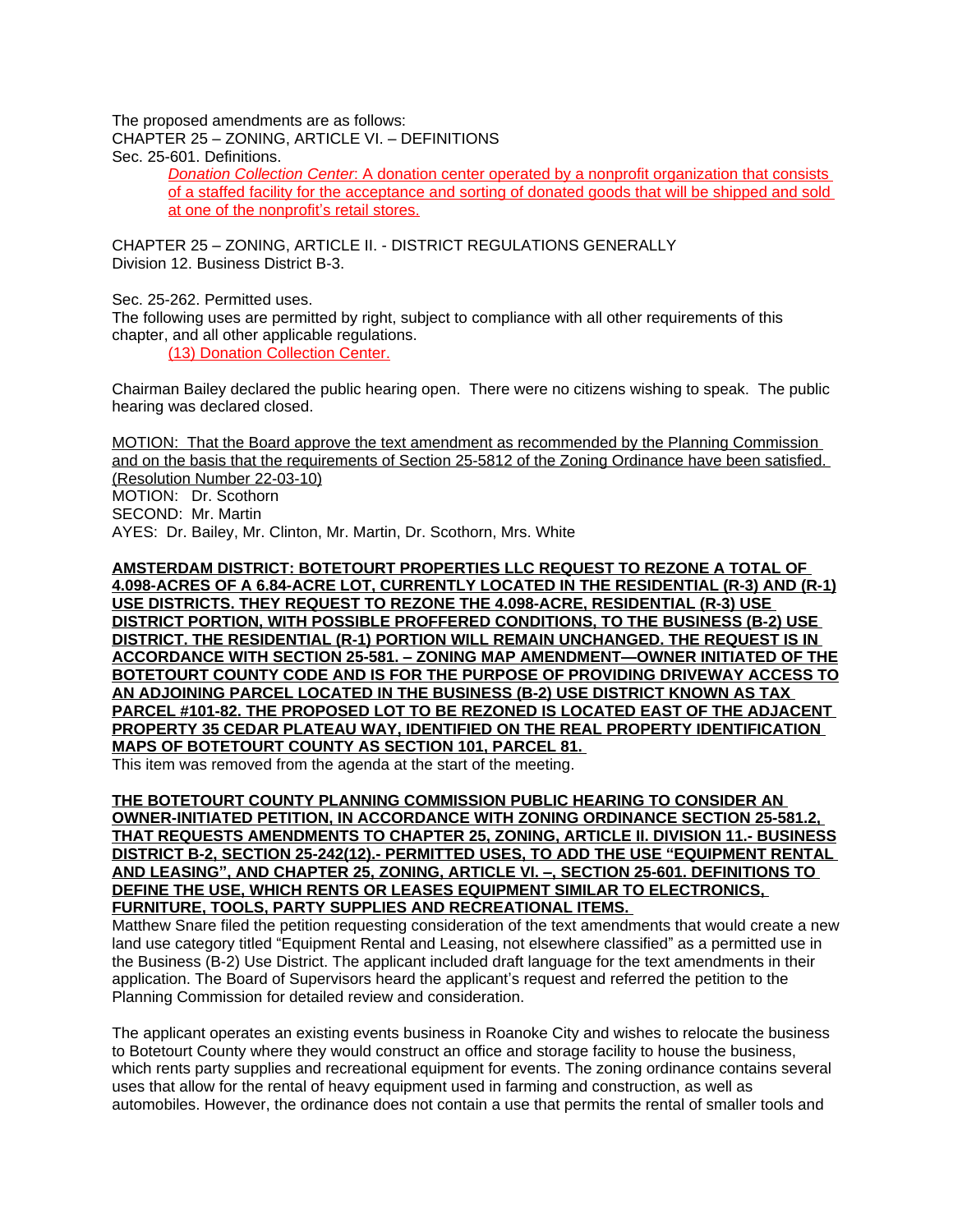The proposed amendments are as follows:
CHAPTER 25 – ZONING, ARTICLE VI. – DEFINITIONS
Sec. 25-601. Definitions.

> *Donation Collection Center*: A donation center operated by a nonprofit organization that consists of a staffed facility for the acceptance and sorting of donated goods that will be shipped and sold at one of the nonprofit's retail stores.

CHAPTER 25 – ZONING, ARTICLE II. - DISTRICT REGULATIONS GENERALLY
Division 12. Business District B-3.

Sec. 25-262. Permitted uses.
The following uses are permitted by right, subject to compliance with all other requirements of this chapter, and all other applicable regulations.

> (13) Donation Collection Center.

Chairman Bailey declared the public hearing open. There were no citizens wishing to speak. The public hearing was declared closed.

MOTION: That the Board approve the text amendment as recommended by the Planning Commission and on the basis that the requirements of Section 25-5812 of the Zoning Ordinance have been satisfied. (Resolution Number 22-03-10)
MOTION: Dr. Scothorn
SECOND: Mr. Martin
AYES: Dr. Bailey, Mr. Clinton, Mr. Martin, Dr. Scothorn, Mrs. White

**AMSTERDAM DISTRICT: BOTETOURT PROPERTIES LLC REQUEST TO REZONE A TOTAL OF 4.098-ACRES OF A 6.84-ACRE LOT, CURRENTLY LOCATED IN THE RESIDENTIAL (R-3) AND (R-1) USE DISTRICTS. THEY REQUEST TO REZONE THE 4.098-ACRE, RESIDENTIAL (R-3) USE DISTRICT PORTION, WITH POSSIBLE PROFFERED CONDITIONS, TO THE BUSINESS (B-2) USE DISTRICT. THE RESIDENTIAL (R-1) PORTION WILL REMAIN UNCHANGED. THE REQUEST IS IN ACCORDANCE WITH SECTION 25-581. – ZONING MAP AMENDMENT—OWNER INITIATED OF THE BOTETOURT COUNTY CODE AND IS FOR THE PURPOSE OF PROVIDING DRIVEWAY ACCESS TO AN ADJOINING PARCEL LOCATED IN THE BUSINESS (B-2) USE DISTRICT KNOWN AS TAX PARCEL #101-82. THE PROPOSED LOT TO BE REZONED IS LOCATED EAST OF THE ADJACENT PROPERTY 35 CEDAR PLATEAU WAY, IDENTIFIED ON THE REAL PROPERTY IDENTIFICATION MAPS OF BOTETOURT COUNTY AS SECTION 101, PARCEL 81.**
This item was removed from the agenda at the start of the meeting.

**THE BOTETOURT COUNTY PLANNING COMMISSION PUBLIC HEARING TO CONSIDER AN OWNER-INITIATED PETITION, IN ACCORDANCE WITH ZONING ORDINANCE SECTION 25-581.2, THAT REQUESTS AMENDMENTS TO CHAPTER 25, ZONING, ARTICLE II. DIVISION 11.- BUSINESS DISTRICT B-2, SECTION 25-242(12).- PERMITTED USES, TO ADD THE USE "EQUIPMENT RENTAL AND LEASING", AND CHAPTER 25, ZONING, ARTICLE VI. –, SECTION 25-601. DEFINITIONS TO DEFINE THE USE, WHICH RENTS OR LEASES EQUIPMENT SIMILAR TO ELECTRONICS, FURNITURE, TOOLS, PARTY SUPPLIES AND RECREATIONAL ITEMS.**
Matthew Snare filed the petition requesting consideration of the text amendments that would create a new land use category titled "Equipment Rental and Leasing, not elsewhere classified" as a permitted use in the Business (B-2) Use District. The applicant included draft language for the text amendments in their application. The Board of Supervisors heard the applicant's request and referred the petition to the Planning Commission for detailed review and consideration.

The applicant operates an existing events business in Roanoke City and wishes to relocate the business to Botetourt County where they would construct an office and storage facility to house the business, which rents party supplies and recreational equipment for events. The zoning ordinance contains several uses that allow for the rental of heavy equipment used in farming and construction, as well as automobiles. However, the ordinance does not contain a use that permits the rental of smaller tools and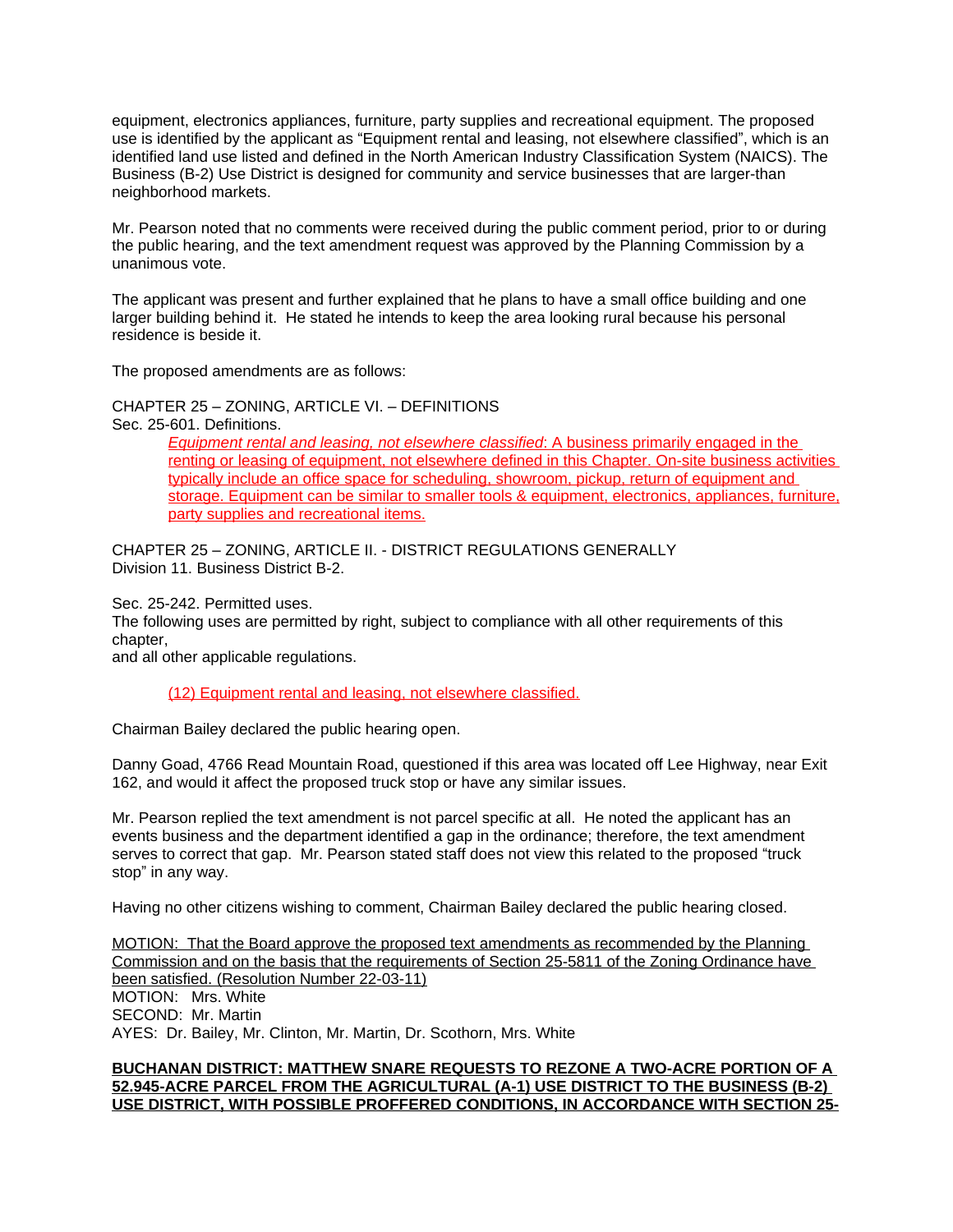equipment, electronics appliances, furniture, party supplies and recreational equipment. The proposed use is identified by the applicant as "Equipment rental and leasing, not elsewhere classified", which is an identified land use listed and defined in the North American Industry Classification System (NAICS). The Business (B-2) Use District is designed for community and service businesses that are larger-than neighborhood markets.

Mr. Pearson noted that no comments were received during the public comment period, prior to or during the public hearing, and the text amendment request was approved by the Planning Commission by a unanimous vote.

The applicant was present and further explained that he plans to have a small office building and one larger building behind it. He stated he intends to keep the area looking rural because his personal residence is beside it.

The proposed amendments are as follows:

CHAPTER 25 – ZONING, ARTICLE VI. – DEFINITIONS
Sec. 25-601. Definitions.

> <u>*Equipment rental and leasing, not elsewhere classified*: A business primarily engaged in the renting or leasing of equipment, not elsewhere defined in this Chapter. On-site business activities typically include an office space for scheduling, showroom, pickup, return of equipment and storage. Equipment can be similar to smaller tools & equipment, electronics, appliances, furniture, party supplies and recreational items.</u>

CHAPTER 25 – ZONING, ARTICLE II. - DISTRICT REGULATIONS GENERALLY
Division 11. Business District B-2.

Sec. 25-242. Permitted uses.
The following uses are permitted by right, subject to compliance with all other requirements of this chapter,
and all other applicable regulations.

> <u>(12) Equipment rental and leasing, not elsewhere classified.</u>

Chairman Bailey declared the public hearing open.

Danny Goad, 4766 Read Mountain Road, questioned if this area was located off Lee Highway, near Exit 162, and would it affect the proposed truck stop or have any similar issues.

Mr. Pearson replied the text amendment is not parcel specific at all. He noted the applicant has an events business and the department identified a gap in the ordinance; therefore, the text amendment serves to correct that gap. Mr. Pearson stated staff does not view this related to the proposed "truck stop" in any way.

Having no other citizens wishing to comment, Chairman Bailey declared the public hearing closed.

<u>MOTION: That the Board approve the proposed text amendments as recommended by the Planning Commission and on the basis that the requirements of Section 25-5811 of the Zoning Ordinance have been satisfied. (Resolution Number 22-03-11)</u>
MOTION: Mrs. White
SECOND: Mr. Martin
AYES: Dr. Bailey, Mr. Clinton, Mr. Martin, Dr. Scothorn, Mrs. White

**<u>BUCHANAN DISTRICT: MATTHEW SNARE REQUESTS TO REZONE A TWO-ACRE PORTION OF A 52.945-ACRE PARCEL FROM THE AGRICULTURAL (A-1) USE DISTRICT TO THE BUSINESS (B-2) USE DISTRICT, WITH POSSIBLE PROFFERED CONDITIONS, IN ACCORDANCE WITH SECTION 25-</u>**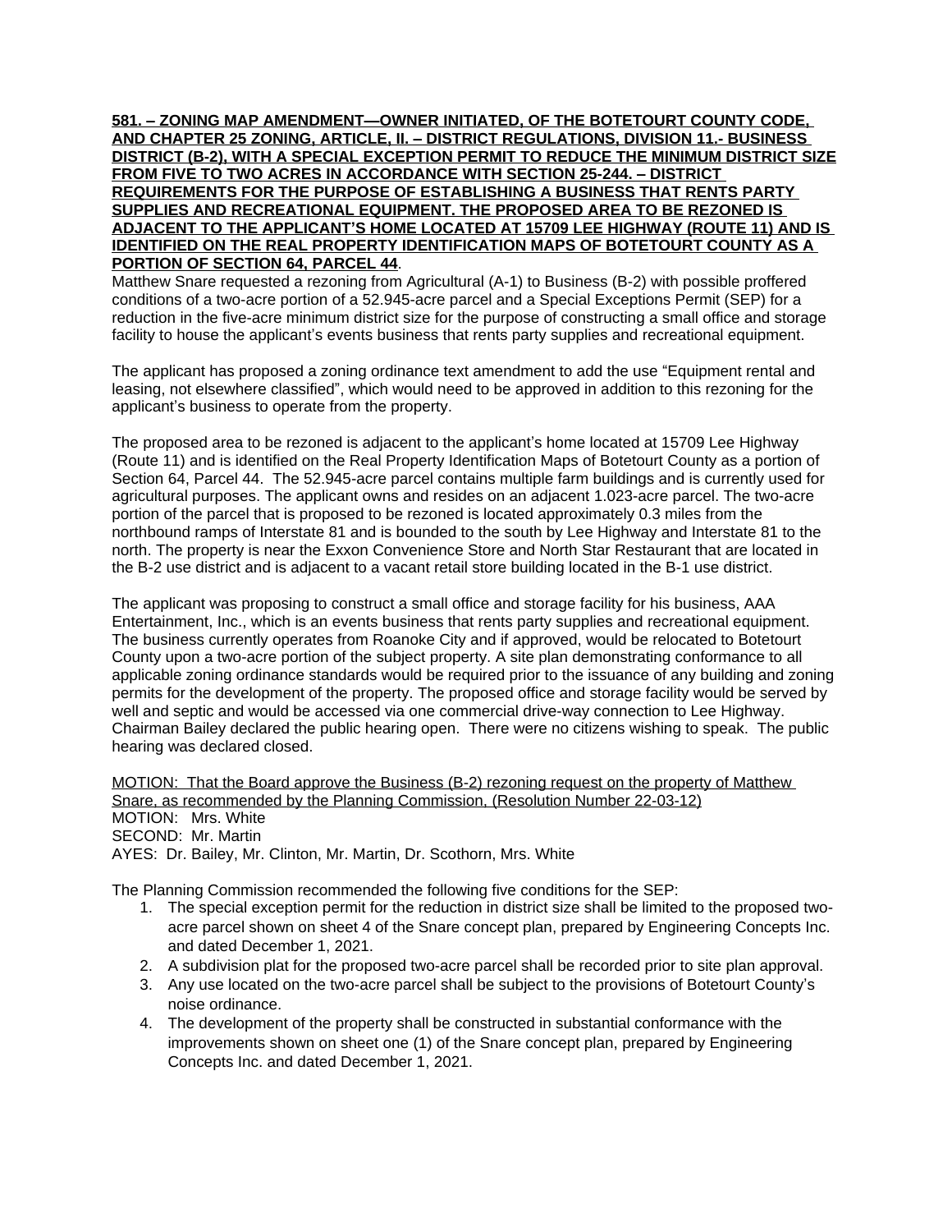**581. – ZONING MAP AMENDMENT—OWNER INITIATED, OF THE BOTETOURT COUNTY CODE, AND CHAPTER 25 ZONING, ARTICLE, II. – DISTRICT REGULATIONS, DIVISION 11.- BUSINESS DISTRICT (B-2), WITH A SPECIAL EXCEPTION PERMIT TO REDUCE THE MINIMUM DISTRICT SIZE FROM FIVE TO TWO ACRES IN ACCORDANCE WITH SECTION 25-244. – DISTRICT REQUIREMENTS FOR THE PURPOSE OF ESTABLISHING A BUSINESS THAT RENTS PARTY SUPPLIES AND RECREATIONAL EQUIPMENT. THE PROPOSED AREA TO BE REZONED IS ADJACENT TO THE APPLICANT'S HOME LOCATED AT 15709 LEE HIGHWAY (ROUTE 11) AND IS IDENTIFIED ON THE REAL PROPERTY IDENTIFICATION MAPS OF BOTETOURT COUNTY AS A PORTION OF SECTION 64, PARCEL 44**.

Matthew Snare requested a rezoning from Agricultural (A-1) to Business (B-2) with possible proffered conditions of a two-acre portion of a 52.945-acre parcel and a Special Exceptions Permit (SEP) for a reduction in the five-acre minimum district size for the purpose of constructing a small office and storage facility to house the applicant's events business that rents party supplies and recreational equipment.

The applicant has proposed a zoning ordinance text amendment to add the use "Equipment rental and leasing, not elsewhere classified", which would need to be approved in addition to this rezoning for the applicant's business to operate from the property.

The proposed area to be rezoned is adjacent to the applicant's home located at 15709 Lee Highway (Route 11) and is identified on the Real Property Identification Maps of Botetourt County as a portion of Section 64, Parcel 44. The 52.945-acre parcel contains multiple farm buildings and is currently used for agricultural purposes. The applicant owns and resides on an adjacent 1.023-acre parcel. The two-acre portion of the parcel that is proposed to be rezoned is located approximately 0.3 miles from the northbound ramps of Interstate 81 and is bounded to the south by Lee Highway and Interstate 81 to the north. The property is near the Exxon Convenience Store and North Star Restaurant that are located in the B-2 use district and is adjacent to a vacant retail store building located in the B-1 use district.

The applicant was proposing to construct a small office and storage facility for his business, AAA Entertainment, Inc., which is an events business that rents party supplies and recreational equipment. The business currently operates from Roanoke City and if approved, would be relocated to Botetourt County upon a two-acre portion of the subject property. A site plan demonstrating conformance to all applicable zoning ordinance standards would be required prior to the issuance of any building and zoning permits for the development of the property. The proposed office and storage facility would be served by well and septic and would be accessed via one commercial drive-way connection to Lee Highway. Chairman Bailey declared the public hearing open. There were no citizens wishing to speak. The public hearing was declared closed.

MOTION: That the Board approve the Business (B-2) rezoning request on the property of Matthew Snare, as recommended by the Planning Commission, (Resolution Number 22-03-12)
MOTION: Mrs. White
SECOND: Mr. Martin
AYES: Dr. Bailey, Mr. Clinton, Mr. Martin, Dr. Scothorn, Mrs. White

The Planning Commission recommended the following five conditions for the SEP:

1. The special exception permit for the reduction in district size shall be limited to the proposed two-acre parcel shown on sheet 4 of the Snare concept plan, prepared by Engineering Concepts Inc. and dated December 1, 2021.
2. A subdivision plat for the proposed two-acre parcel shall be recorded prior to site plan approval.
3. Any use located on the two-acre parcel shall be subject to the provisions of Botetourt County's noise ordinance.
4. The development of the property shall be constructed in substantial conformance with the improvements shown on sheet one (1) of the Snare concept plan, prepared by Engineering Concepts Inc. and dated December 1, 2021.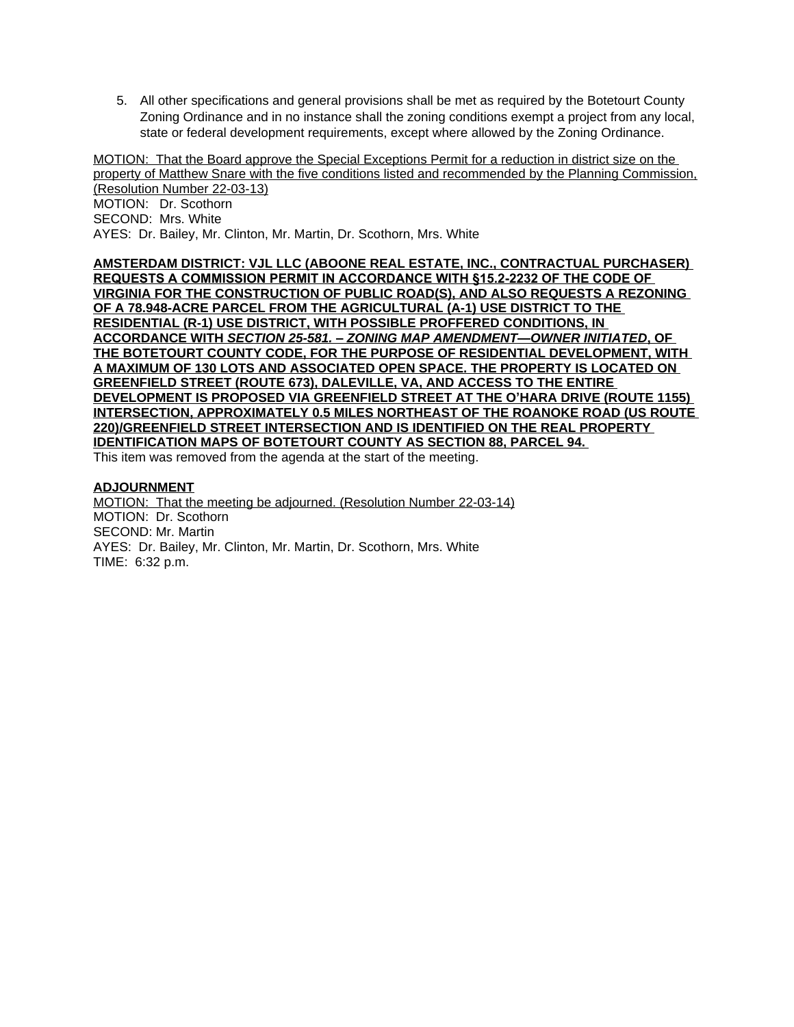5. All other specifications and general provisions shall be met as required by the Botetourt County Zoning Ordinance and in no instance shall the zoning conditions exempt a project from any local, state or federal development requirements, except where allowed by the Zoning Ordinance.

MOTION: That the Board approve the Special Exceptions Permit for a reduction in district size on the property of Matthew Snare with the five conditions listed and recommended by the Planning Commission, (Resolution Number 22-03-13)
MOTION: Dr. Scothorn
SECOND: Mrs. White
AYES: Dr. Bailey, Mr. Clinton, Mr. Martin, Dr. Scothorn, Mrs. White

**AMSTERDAM DISTRICT: VJL LLC (ABOONE REAL ESTATE, INC., CONTRACTUAL PURCHASER) REQUESTS A COMMISSION PERMIT IN ACCORDANCE WITH §15.2-2232 OF THE CODE OF VIRGINIA FOR THE CONSTRUCTION OF PUBLIC ROAD(S), AND ALSO REQUESTS A REZONING OF A 78.948-ACRE PARCEL FROM THE AGRICULTURAL (A-1) USE DISTRICT TO THE RESIDENTIAL (R-1) USE DISTRICT, WITH POSSIBLE PROFFERED CONDITIONS, IN ACCORDANCE WITH *SECTION 25-581. – ZONING MAP AMENDMENT—OWNER INITIATED*, OF THE BOTETOURT COUNTY CODE, FOR THE PURPOSE OF RESIDENTIAL DEVELOPMENT, WITH A MAXIMUM OF 130 LOTS AND ASSOCIATED OPEN SPACE. THE PROPERTY IS LOCATED ON GREENFIELD STREET (ROUTE 673), DALEVILLE, VA, AND ACCESS TO THE ENTIRE DEVELOPMENT IS PROPOSED VIA GREENFIELD STREET AT THE O'HARA DRIVE (ROUTE 1155) INTERSECTION, APPROXIMATELY 0.5 MILES NORTHEAST OF THE ROANOKE ROAD (US ROUTE 220)/GREENFIELD STREET INTERSECTION AND IS IDENTIFIED ON THE REAL PROPERTY IDENTIFICATION MAPS OF BOTETOURT COUNTY AS SECTION 88, PARCEL 94.**
This item was removed from the agenda at the start of the meeting.

**ADJOURNMENT**
MOTION: That the meeting be adjourned. (Resolution Number 22-03-14)
MOTION: Dr. Scothorn
SECOND: Mr. Martin
AYES: Dr. Bailey, Mr. Clinton, Mr. Martin, Dr. Scothorn, Mrs. White
TIME: 6:32 p.m.